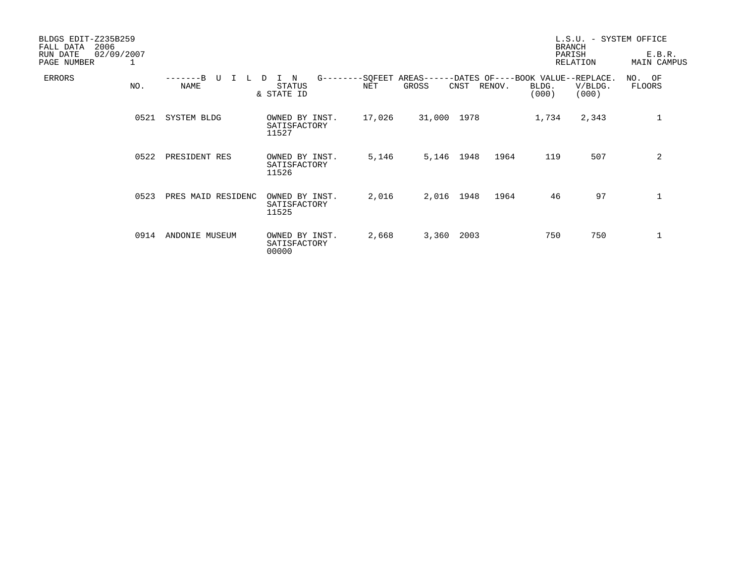BLDGS EDIT-Z235B259
FALL DATA 2006
RUN DATE 02/09/2007
PAGE NUMBER 1

L.S.U. - SYSTEM OFFICE
BRANCH
PARISH E.B.R.
RELATION MAIN CAMPUS

| ERRORS | BUILDING NO. | BUILDING NAME | STATUS & STATE ID | SQFEET AREAS NET | SQFEET AREAS GROSS | DATES OF CNST | DATES OF RENOV. | BOOK VALUE BLDG. (000) | REPLACE. V/BLDG. (000) | NO. OF FLOORS |
|---|---|---|---|---|---|---|---|---|---|---|
| | 0521 | SYSTEM BLDG | OWNED BY INST. SATISFACTORY 11527 | 17,026 | 31,000 | 1978 | | 1,734 | 2,343 | 1 |
| | 0522 | PRESIDENT RES | OWNED BY INST. SATISFACTORY 11526 | 5,146 | 5,146 | 1948 | 1964 | 119 | 507 | 2 |
| | 0523 | PRES MAID RESIDENC | OWNED BY INST. SATISFACTORY 11525 | 2,016 | 2,016 | 1948 | 1964 | 46 | 97 | 1 |
| | 0914 | ANDONIE MUSEUM | OWNED BY INST. SATISFACTORY 00000 | 2,668 | 3,360 | 2003 | | 750 | 750 | 1 |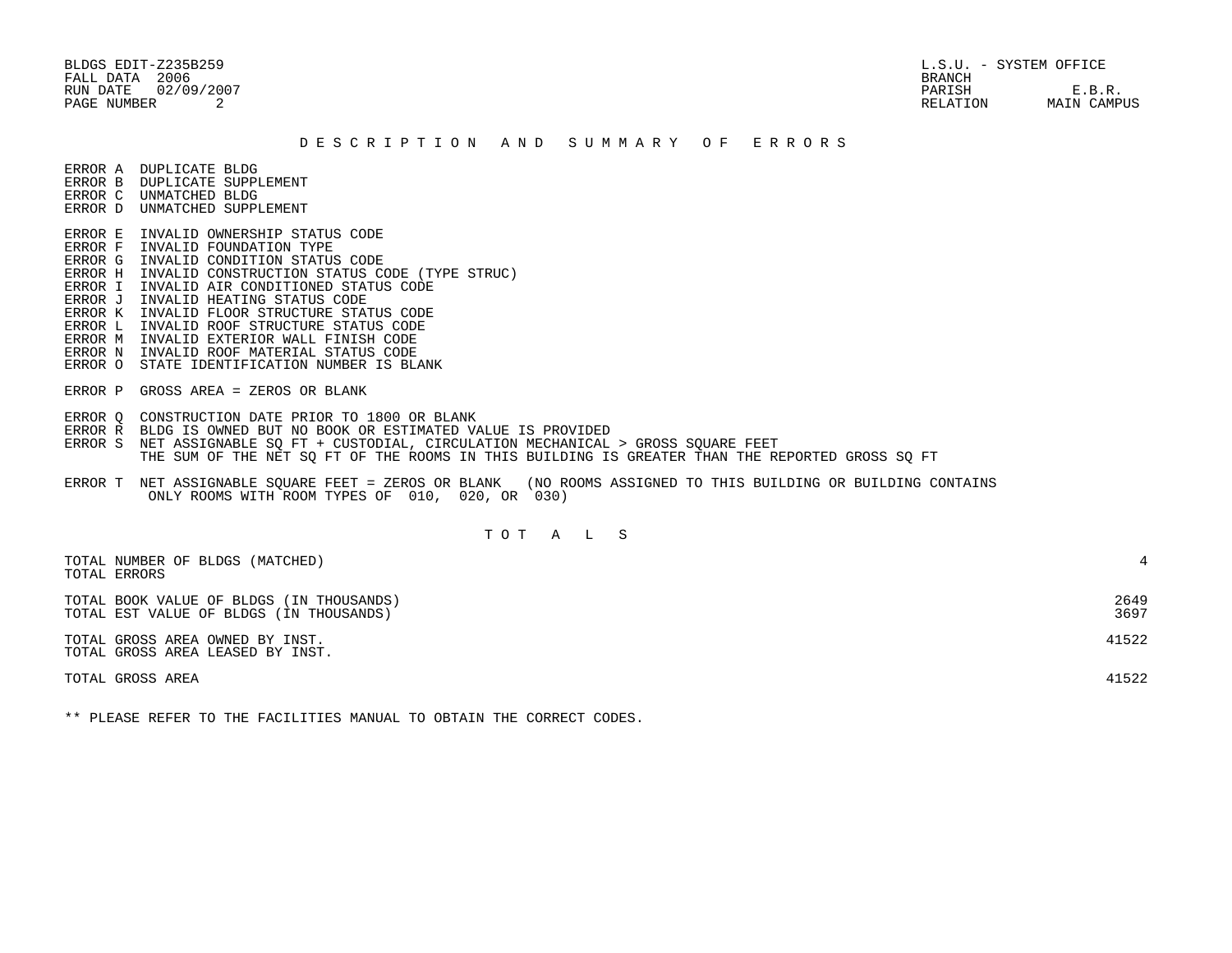BLDGS EDIT-Z235B259
FALL DATA 2006
RUN DATE 02/09/2007
PAGE NUMBER 2

L.S.U. - SYSTEM OFFICE
BRANCH
PARISH E.B.R.
RELATION MAIN CAMPUS

## DESCRIPTION AND SUMMARY OF ERRORS

ERROR A DUPLICATE BLDG
ERROR B DUPLICATE SUPPLEMENT
ERROR C UNMATCHED BLDG
ERROR D UNMATCHED SUPPLEMENT

ERROR E INVALID OWNERSHIP STATUS CODE
ERROR F INVALID FOUNDATION TYPE
ERROR G INVALID CONDITION STATUS CODE
ERROR H INVALID CONSTRUCTION STATUS CODE (TYPE STRUC)
ERROR I INVALID AIR CONDITIONED STATUS CODE
ERROR J INVALID HEATING STATUS CODE
ERROR K INVALID FLOOR STRUCTURE STATUS CODE
ERROR L INVALID ROOF STRUCTURE STATUS CODE
ERROR M INVALID EXTERIOR WALL FINISH CODE
ERROR N INVALID ROOF MATERIAL STATUS CODE
ERROR O STATE IDENTIFICATION NUMBER IS BLANK

ERROR P GROSS AREA = ZEROS OR BLANK

ERROR Q CONSTRUCTION DATE PRIOR TO 1800 OR BLANK
ERROR R BLDG IS OWNED BUT NO BOOK OR ESTIMATED VALUE IS PROVIDED
ERROR S NET ASSIGNABLE SQ FT + CUSTODIAL, CIRCULATION MECHANICAL > GROSS SQUARE FEET
THE SUM OF THE NET SQ FT OF THE ROOMS IN THIS BUILDING IS GREATER THAN THE REPORTED GROSS SQ FT

ERROR T NET ASSIGNABLE SQUARE FEET = ZEROS OR BLANK (NO ROOMS ASSIGNED TO THIS BUILDING OR BUILDING CONTAINS ONLY ROOMS WITH ROOM TYPES OF 010, 020, OR 030)

## TOTALS

| | |
|---|---|
| TOTAL NUMBER OF BLDGS (MATCHED) | 4 |
| TOTAL ERRORS | |
| TOTAL BOOK VALUE OF BLDGS (IN THOUSANDS) | 2649 |
| TOTAL EST VALUE OF BLDGS (IN THOUSANDS) | 3697 |
| TOTAL GROSS AREA OWNED BY INST. | 41522 |
| TOTAL GROSS AREA LEASED BY INST. | |
| TOTAL GROSS AREA | 41522 |

** PLEASE REFER TO THE FACILITIES MANUAL TO OBTAIN THE CORRECT CODES.